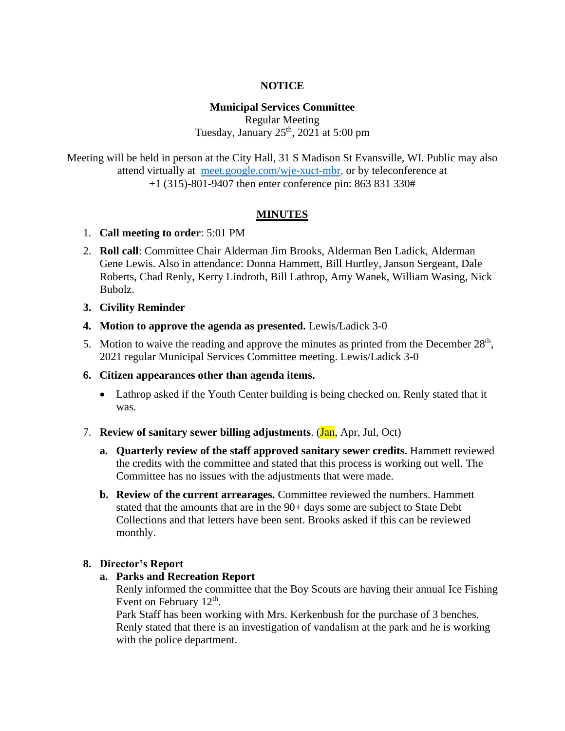**NOTICE**

**Municipal Services Committee**
Regular Meeting
Tuesday, January 25th, 2021 at 5:00 pm

Meeting will be held in person at the City Hall, 31 S Madison St Evansville, WI. Public may also attend virtually at meet.google.com/wje-xuct-mbr, or by teleconference at +1 (315)-801-9407 then enter conference pin: 863 831 330#

**MINUTES**

1. **Call meeting to order**: 5:01 PM
2. **Roll call**: Committee Chair Alderman Jim Brooks, Alderman Ben Ladick, Alderman Gene Lewis. Also in attendance: Donna Hammett, Bill Hurtley, Janson Sergeant, Dale Roberts, Chad Renly, Kerry Lindroth, Bill Lathrop, Amy Wanek, William Wasing, Nick Bubolz.
3. **Civility Reminder**
4. **Motion to approve the agenda as presented.** Lewis/Ladick 3-0
5. Motion to waive the reading and approve the minutes as printed from the December 28th, 2021 regular Municipal Services Committee meeting. Lewis/Ladick 3-0
6. **Citizen appearances other than agenda items.**
   - Lathrop asked if the Youth Center building is being checked on. Renly stated that it was.
7. **Review of sanitary sewer billing adjustments**. (Jan, Apr, Jul, Oct)
   a. **Quarterly review of the staff approved sanitary sewer credits.** Hammett reviewed the credits with the committee and stated that this process is working out well. The Committee has no issues with the adjustments that were made.
   b. **Review of the current arrearages.** Committee reviewed the numbers. Hammett stated that the amounts that are in the 90+ days some are subject to State Debt Collections and that letters have been sent. Brooks asked if this can be reviewed monthly.
8. **Director's Report**
   a. **Parks and Recreation Report**
      Renly informed the committee that the Boy Scouts are having their annual Ice Fishing Event on February 12th.
      Park Staff has been working with Mrs. Kerkenbush for the purchase of 3 benches.
      Renly stated that there is an investigation of vandalism at the park and he is working with the police department.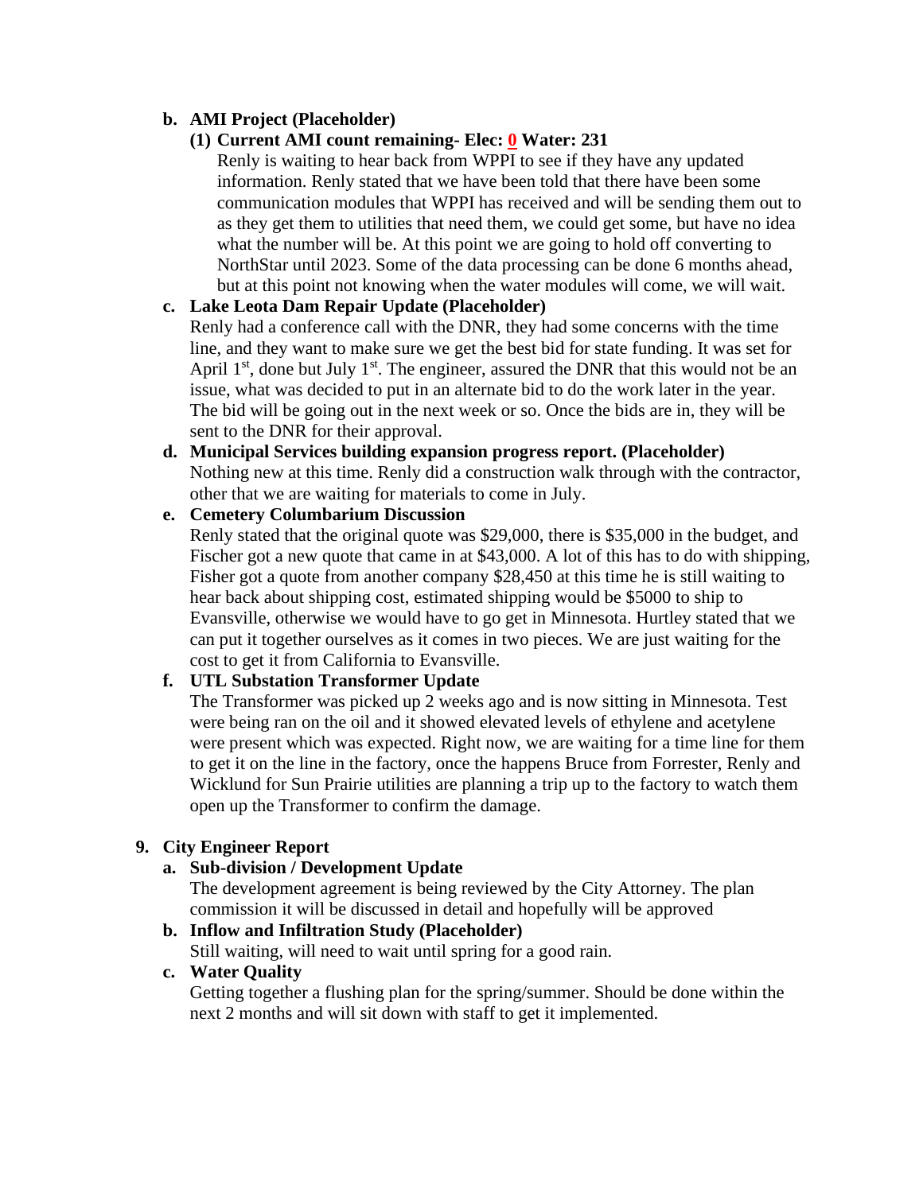**b. AMI Project (Placeholder)**

**(1) Current AMI count remaining- Elec: 0 Water: 231**

Renly is waiting to hear back from WPPI to see if they have any updated information. Renly stated that we have been told that there have been some communication modules that WPPI has received and will be sending them out to as they get them to utilities that need them, we could get some, but have no idea what the number will be. At this point we are going to hold off converting to NorthStar until 2023. Some of the data processing can be done 6 months ahead, but at this point not knowing when the water modules will come, we will wait.

**c. Lake Leota Dam Repair Update (Placeholder)**

Renly had a conference call with the DNR, they had some concerns with the time line, and they want to make sure we get the best bid for state funding. It was set for April 1st, done but July 1st. The engineer, assured the DNR that this would not be an issue, what was decided to put in an alternate bid to do the work later in the year. The bid will be going out in the next week or so. Once the bids are in, they will be sent to the DNR for their approval.

**d. Municipal Services building expansion progress report. (Placeholder)**

Nothing new at this time. Renly did a construction walk through with the contractor, other that we are waiting for materials to come in July.

**e. Cemetery Columbarium Discussion**

Renly stated that the original quote was $29,000, there is $35,000 in the budget, and Fischer got a new quote that came in at $43,000. A lot of this has to do with shipping, Fisher got a quote from another company $28,450 at this time he is still waiting to hear back about shipping cost, estimated shipping would be $5000 to ship to Evansville, otherwise we would have to go get in Minnesota. Hurtley stated that we can put it together ourselves as it comes in two pieces. We are just waiting for the cost to get it from California to Evansville.

**f. UTL Substation Transformer Update**

The Transformer was picked up 2 weeks ago and is now sitting in Minnesota. Test were being ran on the oil and it showed elevated levels of ethylene and acetylene were present which was expected. Right now, we are waiting for a time line for them to get it on the line in the factory, once the happens Bruce from Forrester, Renly and Wicklund for Sun Prairie utilities are planning a trip up to the factory to watch them open up the Transformer to confirm the damage.

**9. City Engineer Report**

**a. Sub-division / Development Update**

The development agreement is being reviewed by the City Attorney. The plan commission it will be discussed in detail and hopefully will be approved

**b. Inflow and Infiltration Study (Placeholder)**

Still waiting, will need to wait until spring for a good rain.

**c. Water Quality**

Getting together a flushing plan for the spring/summer. Should be done within the next 2 months and will sit down with staff to get it implemented.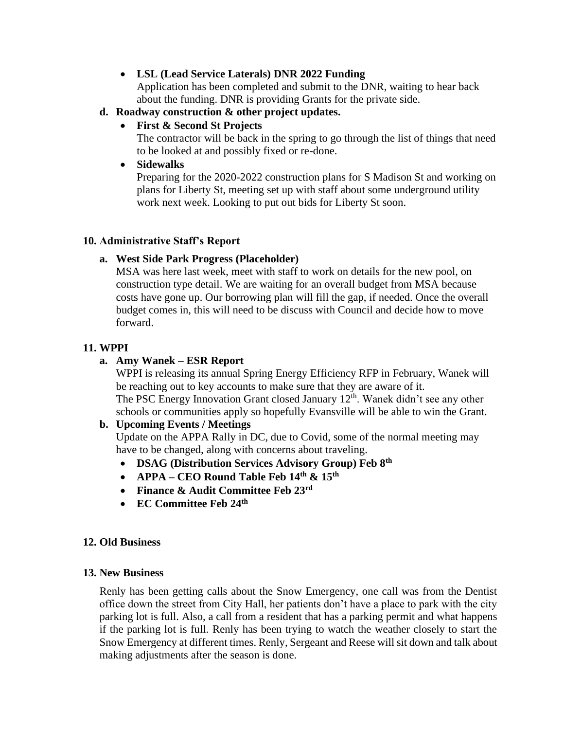- **LSL (Lead Service Laterals) DNR 2022 Funding**
  Application has been completed and submit to the DNR, waiting to hear back about the funding. DNR is providing Grants for the private side.

**d. Roadway construction & other project updates.**

- **First & Second St Projects**
  The contractor will be back in the spring to go through the list of things that need to be looked at and possibly fixed or re-done.
- **Sidewalks**
  Preparing for the 2020-2022 construction plans for S Madison St and working on plans for Liberty St, meeting set up with staff about some underground utility work next week. Looking to put out bids for Liberty St soon.

## 10. Administrative Staff's Report

**a. West Side Park Progress (Placeholder)**

MSA was here last week, meet with staff to work on details for the new pool, on construction type detail. We are waiting for an overall budget from MSA because costs have gone up. Our borrowing plan will fill the gap, if needed. Once the overall budget comes in, this will need to be discuss with Council and decide how to move forward.

## 11. WPPI

**a. Amy Wanek – ESR Report**

WPPI is releasing its annual Spring Energy Efficiency RFP in February, Wanek will be reaching out to key accounts to make sure that they are aware of it.
The PSC Energy Innovation Grant closed January 12th. Wanek didn't see any other schools or communities apply so hopefully Evansville will be able to win the Grant.

**b. Upcoming Events / Meetings**

Update on the APPA Rally in DC, due to Covid, some of the normal meeting may have to be changed, along with concerns about traveling.

- **DSAG (Distribution Services Advisory Group) Feb 8th**
- **APPA – CEO Round Table Feb 14th & 15th**
- **Finance & Audit Committee Feb 23rd**
- **EC Committee Feb 24th**

## 12. Old Business

## 13. New Business

Renly has been getting calls about the Snow Emergency, one call was from the Dentist office down the street from City Hall, her patients don't have a place to park with the city parking lot is full. Also, a call from a resident that has a parking permit and what happens if the parking lot is full. Renly has been trying to watch the weather closely to start the Snow Emergency at different times. Renly, Sergeant and Reese will sit down and talk about making adjustments after the season is done.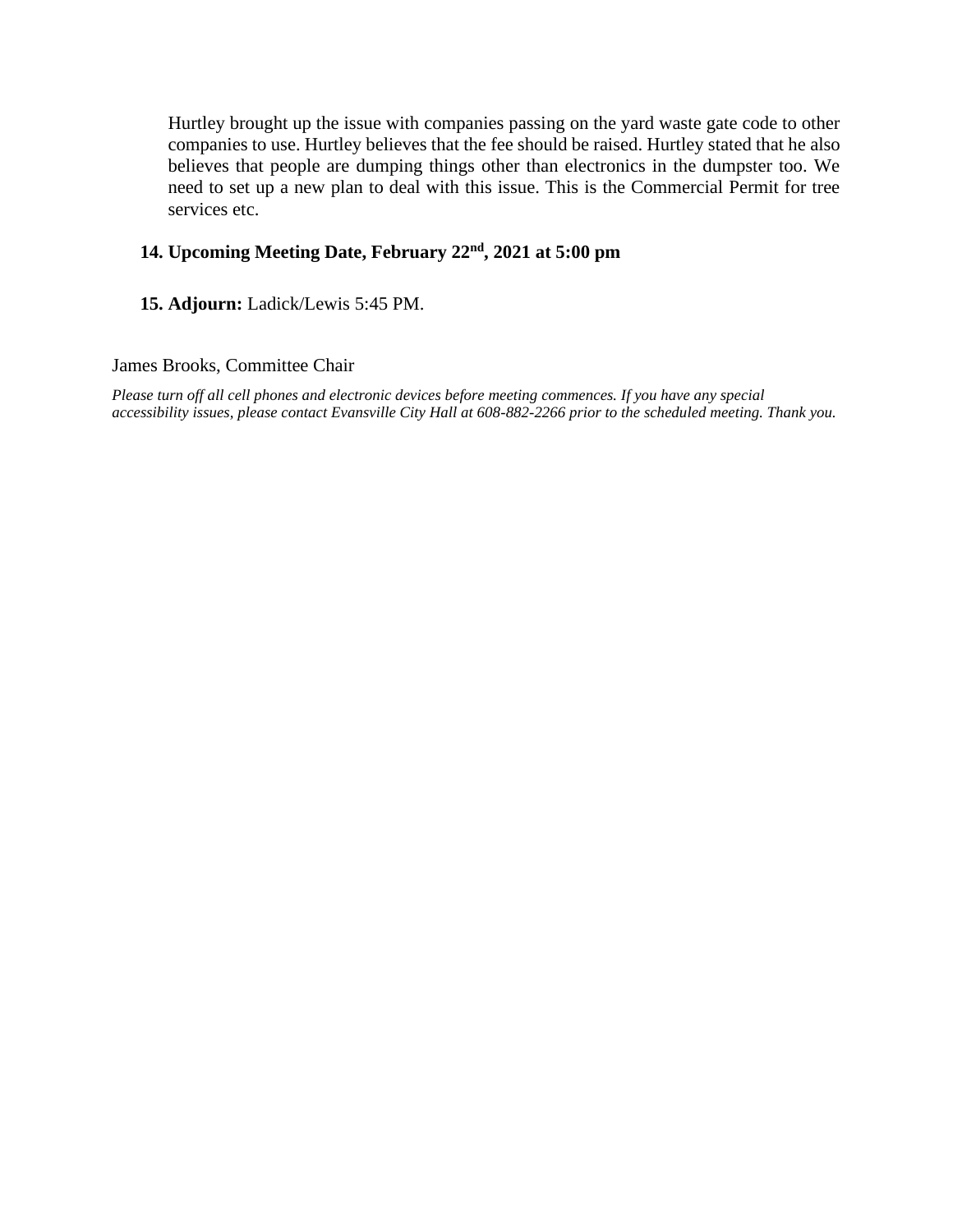Hurtley brought up the issue with companies passing on the yard waste gate code to other companies to use. Hurtley believes that the fee should be raised. Hurtley stated that he also believes that people are dumping things other than electronics in the dumpster too. We need to set up a new plan to deal with this issue. This is the Commercial Permit for tree services etc.

**14. Upcoming Meeting Date, February 22nd, 2021 at 5:00 pm**

**15. Adjourn:** Ladick/Lewis 5:45 PM.

James Brooks, Committee Chair

*Please turn off all cell phones and electronic devices before meeting commences. If you have any special accessibility issues, please contact Evansville City Hall at 608-882-2266 prior to the scheduled meeting. Thank you.*